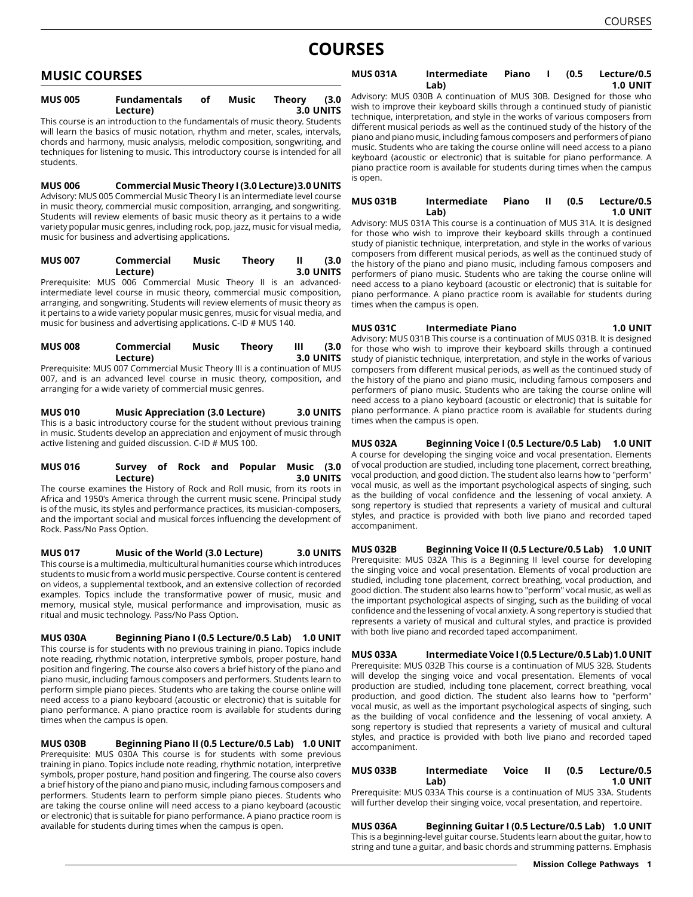# COURSES

## MUSIC COURSES

**MUS 005 Fundamentals of Music Theory (3.0 Lecture) 3.0 UNITS**

This course is an introduction to the fundamentals of music theory. Students will learn the basics of music notation, rhythm and meter, scales, intervals, chords and harmony, music analysis, melodic composition, songwriting, and techniques for listening to music. This introductory course is intended for all students.

**MUS 006 Commercial Music Theory I (3.0 Lecture) 3.0 UNITS**

Advisory: MUS 005 Commercial Music Theory I is an intermediate level course in music theory, commercial music composition, arranging, and songwriting. Students will review elements of basic music theory as it pertains to a wide variety popular music genres, including rock, pop, jazz, music for visual media, music for business and advertising applications.

**MUS 007 Commercial Music Theory II (3.0 Lecture)**

Prerequisite: MUS 006 Commercial Music Theory II is an advanced-intermediate level course in music theory, commercial music composition, arranging, and songwriting. Students will review elements of music theory as it pertains to a wide variety popular music genres, music for visual media, and music for business and advertising applications. C-ID # MUS 140.

**MUS 008 Commercial Music Theory III (3.0 Lecture) 3.0 UNITS**

Prerequisite: MUS 007 Commercial Music Theory III is a continuation of MUS 007, and is an advanced level course in music theory, composition, and arranging for a wide variety of commercial music genres.

**MUS 010 Music Appreciation (3.0 Lecture) 3.0 UNITS**

This is a basic introductory course for the student without previous training in music. Students develop an appreciation and enjoyment of music through active listening and guided discussion. C-ID # MUS 100.

**MUS 016 Survey of Rock and Popular Music (3.0 Lecture) 3.0 UNITS**

The course examines the History of Rock and Roll music, from its roots in Africa and 1950's America through the current music scene. Principal study is of the music, its styles and performance practices, its musician-composers, and the important social and musical forces influencing the development of Rock. Pass/No Pass Option.

**MUS 017 Music of the World (3.0 Lecture) 3.0 UNITS**

This course is a multimedia, multicultural humanities course which introduces students to music from a world music perspective. Course content is centered on videos, a supplemental textbook, and an extensive collection of recorded examples. Topics include the transformative power of music, music and memory, musical style, musical performance and improvisation, music as ritual and music technology. Pass/No Pass Option.

**MUS 030A Beginning Piano I (0.5 Lecture/0.5 Lab) 1.0 UNIT**

This course is for students with no previous training in piano. Topics include note reading, rhythmic notation, interpretive symbols, proper posture, hand position and fingering. The course also covers a brief history of the piano and piano music, including famous composers and performers. Students learn to perform simple piano pieces. Students who are taking the course online will need access to a piano keyboard (acoustic or electronic) that is suitable for piano performance. A piano practice room is available for students during times when the campus is open.

**MUS 030B Beginning Piano II (0.5 Lecture/0.5 Lab) 1.0 UNIT**

Prerequisite: MUS 030A This course is for students with some previous training in piano. Topics include note reading, rhythmic notation, interpretive symbols, proper posture, hand position and fingering. The course also covers a brief history of the piano and piano music, including famous composers and performers. Students learn to perform simple piano pieces. Students who are taking the course online will need access to a piano keyboard (acoustic or electronic) that is suitable for piano performance. A piano practice room is available for students during times when the campus is open.

**MUS 031A Intermediate Piano I (0.5 Lecture/0.5 Lab) 1.0 UNIT**

Advisory: MUS 030B A continuation of MUS 30B. Designed for those who wish to improve their keyboard skills through a continued study of pianistic technique, interpretation, and style in the works of various composers from different musical periods as well as the continued study of the history of the piano and piano music, including famous composers and performers of piano music. Students who are taking the course online will need access to a piano keyboard (acoustic or electronic) that is suitable for piano performance. A piano practice room is available for students during times when the campus is open.

**MUS 031B Intermediate Piano II (0.5 Lecture/0.5 Lab) 1.0 UNIT**

Advisory: MUS 031A This course is a continuation of MUS 31A. It is designed for those who wish to improve their keyboard skills through a continued study of pianistic technique, interpretation, and style in the works of various composers from different musical periods, as well as the continued study of the history of the piano and piano music, including famous composers and performers of piano music. Students who are taking the course online will need access to a piano keyboard (acoustic or electronic) that is suitable for piano performance. A piano practice room is available for students during times when the campus is open.

**MUS 031C Intermediate Piano 1.0 UNIT**

Advisory: MUS 031B This course is a continuation of MUS 031B. It is designed for those who wish to improve their keyboard skills through a continued study of pianistic technique, interpretation, and style in the works of various composers from different musical periods, as well as the continued study of the history of the piano and piano music, including famous composers and performers of piano music. Students who are taking the course online will need access to a piano keyboard (acoustic or electronic) that is suitable for piano performance. A piano practice room is available for students during times when the campus is open.

**MUS 032A Beginning Voice I (0.5 Lecture/0.5 Lab) 1.0 UNIT**

A course for developing the singing voice and vocal presentation. Elements of vocal production are studied, including tone placement, correct breathing, vocal production, and good diction. The student also learns how to "perform" vocal music, as well as the important psychological aspects of singing, such as the building of vocal confidence and the lessening of vocal anxiety. A song repertory is studied that represents a variety of musical and cultural styles, and practice is provided with both live piano and recorded taped accompaniment.

**MUS 032B Beginning Voice II (0.5 Lecture/0.5 Lab) 1.0 UNIT**

Prerequisite: MUS 032A This is a Beginning II level course for developing the singing voice and vocal presentation. Elements of vocal production are studied, including tone placement, correct breathing, vocal production, and good diction. The student also learns how to "perform" vocal music, as well as the important psychological aspects of singing, such as the building of vocal confidence and the lessening of vocal anxiety. A song repertory is studied that represents a variety of musical and cultural styles, and practice is provided with both live piano and recorded taped accompaniment.

**MUS 033A Intermediate Voice I (0.5 Lecture/0.5 Lab) 1.0 UNIT**

Prerequisite: MUS 032B This course is a continuation of MUS 32B. Students will develop the singing voice and vocal presentation. Elements of vocal production are studied, including tone placement, correct breathing, vocal production, and good diction. The student also learns how to "perform" vocal music, as well as the important psychological aspects of singing, such as the building of vocal confidence and the lessening of vocal anxiety. A song repertory is studied that represents a variety of musical and cultural styles, and practice is provided with both live piano and recorded taped accompaniment.

**MUS 033B Intermediate Voice II (0.5 Lecture/0.5 Lab) 1.0 UNIT**

Prerequisite: MUS 033A This course is a continuation of MUS 33A. Students will further develop their singing voice, vocal presentation, and repertoire.

**MUS 036A Beginning Guitar I (0.5 Lecture/0.5 Lab) 1.0 UNIT**

This is a beginning-level guitar course. Students learn about the guitar, how to string and tune a guitar, and basic chords and strumming patterns. Emphasis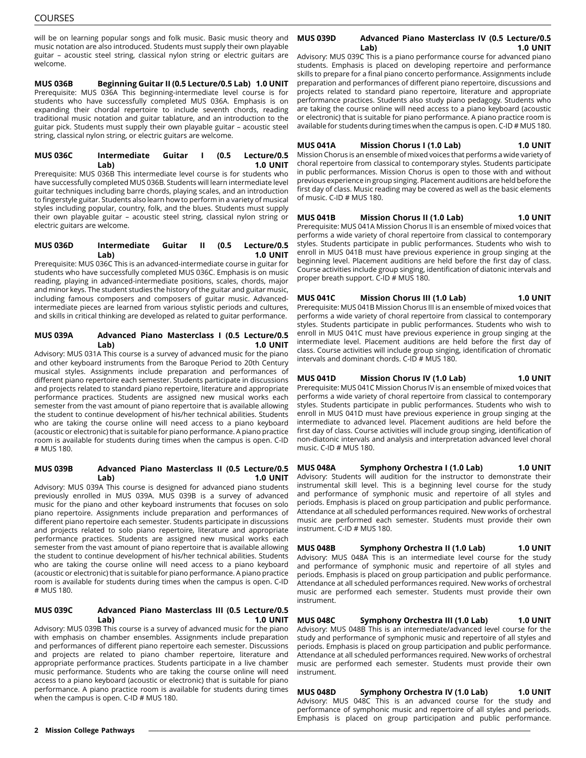will be on learning popular songs and folk music. Basic music theory and music notation are also introduced. Students must supply their own playable guitar – acoustic steel string, classical nylon string or electric guitars are welcome.

**MUS 036B Beginning Guitar II (0.5 Lecture/0.5 Lab) 1.0 UNIT**
Prerequisite: MUS 036A This beginning-intermediate level course is for students who have successfully completed MUS 036A. Emphasis is on expanding their chordal repertoire to include seventh chords, reading traditional music notation and guitar tablature, and an introduction to the guitar pick. Students must supply their own playable guitar – acoustic steel string, classical nylon string, or electric guitars are welcome.

**MUS 036C Intermediate Guitar I (0.5 Lecture/0.5 Lab) 1.0 UNIT**
Prerequisite: MUS 036B This intermediate level course is for students who have successfully completed MUS 036B. Students will learn intermediate level guitar techniques including barre chords, playing scales, and an introduction to fingerstyle guitar. Students also learn how to perform in a variety of musical styles including popular, country, folk, and the blues. Students must supply their own playable guitar – acoustic steel string, classical nylon string or electric guitars are welcome.

**MUS 036D Intermediate Guitar II (0.5 Lecture/0.5 Lab) 1.0 UNIT**
Prerequisite: MUS 036C This is an advanced-intermediate course in guitar for students who have successfully completed MUS 036C. Emphasis is on music reading, playing in advanced-intermediate positions, scales, chords, major and minor keys. The student studies the history of the guitar and guitar music, including famous composers and composers of guitar music. Advanced-intermediate pieces are learned from various stylistic periods and cultures, and skills in critical thinking are developed as related to guitar performance.

**MUS 039A Advanced Piano Masterclass I (0.5 Lecture/0.5 Lab) 1.0 UNIT**
Advisory: MUS 031A This course is a survey of advanced music for the piano and other keyboard instruments from the Baroque Period to 20th Century musical styles. Assignments include preparation and performances of different piano repertoire each semester. Students participate in discussions and projects related to standard piano repertoire, literature and appropriate performance practices. Students are assigned new musical works each semester from the vast amount of piano repertoire that is available allowing the student to continue development of his/her technical abilities. Students who are taking the course online will need access to a piano keyboard (acoustic or electronic) that is suitable for piano performance. A piano practice room is available for students during times when the campus is open. C-ID # MUS 180.

**MUS 039B Advanced Piano Masterclass II (0.5 Lecture/0.5 Lab) 1.0 UNIT**
Advisory: MUS 039A This course is designed for advanced piano students previously enrolled in MUS 039A. MUS 039B is a survey of advanced music for the piano and other keyboard instruments that focuses on solo piano repertoire. Assignments include preparation and performances of different piano repertoire each semester. Students participate in discussions and projects related to solo piano repertoire, literature and appropriate performance practices. Students are assigned new musical works each semester from the vast amount of piano repertoire that is available allowing the student to continue development of his/her technical abilities. Students who are taking the course online will need access to a piano keyboard (acoustic or electronic) that is suitable for piano performance. A piano practice room is available for students during times when the campus is open. C-ID # MUS 180.

**MUS 039C Advanced Piano Masterclass III (0.5 Lecture/0.5 Lab) 1.0 UNIT**
Advisory: MUS 039B This course is a survey of advanced music for the piano with emphasis on chamber ensembles. Assignments include preparation and performances of different piano repertoire each semester. Discussions and projects are related to piano chamber repertoire, literature and appropriate performance practices. Students participate in a live chamber music performance. Students who are taking the course online will need access to a piano keyboard (acoustic or electronic) that is suitable for piano performance. A piano practice room is available for students during times when the campus is open. C-ID # MUS 180.

**MUS 039D Advanced Piano Masterclass IV (0.5 Lecture/0.5 Lab) 1.0 UNIT**
Advisory: MUS 039C This is a piano performance course for advanced piano students. Emphasis is placed on developing repertoire and performance skills to prepare for a final piano concerto performance. Assignments include preparation and performances of different piano repertoire, discussions and projects related to standard piano repertoire, literature and appropriate performance practices. Students also study piano pedagogy. Students who are taking the course online will need access to a piano keyboard (acoustic or electronic) that is suitable for piano performance. A piano practice room is available for students during times when the campus is open. C-ID # MUS 180.

**MUS 041A Mission Chorus I (1.0 Lab) 1.0 UNIT**
Mission Chorus is an ensemble of mixed voices that performs a wide variety of choral repertoire from classical to contemporary styles. Students participate in public performances. Mission Chorus is open to those with and without previous experience in group singing. Placement auditions are held before the first day of class. Music reading may be covered as well as the basic elements of music. C-ID # MUS 180.

**MUS 041B Mission Chorus II (1.0 Lab) 1.0 UNIT**
Prerequisite: MUS 041A Mission Chorus II is an ensemble of mixed voices that performs a wide variety of choral repertoire from classical to contemporary styles. Students participate in public performances. Students who wish to enroll in MUS 041B must have previous experience in group singing at the beginning level. Placement auditions are held before the first day of class. Course activities include group singing, identification of diatonic intervals and proper breath support. C-ID # MUS 180.

**MUS 041C Mission Chorus III (1.0 Lab) 1.0 UNIT**
Prerequisite: MUS 041B Mission Chorus III is an ensemble of mixed voices that performs a wide variety of choral repertoire from classical to contemporary styles. Students participate in public performances. Students who wish to enroll in MUS 041C must have previous experience in group singing at the intermediate level. Placement auditions are held before the first day of class. Course activities will include group singing, identification of chromatic intervals and dominant chords. C-ID # MUS 180.

**MUS 041D Mission Chorus IV (1.0 Lab) 1.0 UNIT**
Prerequisite: MUS 041C Mission Chorus IV is an ensemble of mixed voices that performs a wide variety of choral repertoire from classical to contemporary styles. Students participate in public performances. Students who wish to enroll in MUS 041D must have previous experience in group singing at the intermediate to advanced level. Placement auditions are held before the first day of class. Course activities will include group singing, identification of non-diatonic intervals and analysis and interpretation advanced level choral music. C-ID # MUS 180.

**MUS 048A Symphony Orchestra I (1.0 Lab) 1.0 UNIT**
Advisory: Students will audition for the instructor to demonstrate their instrumental skill level. This is a beginning level course for the study and performance of symphonic music and repertoire of all styles and periods. Emphasis is placed on group participation and public performance. Attendance at all scheduled performances required. New works of orchestral music are performed each semester. Students must provide their own instrument. C-ID # MUS 180.

**MUS 048B Symphony Orchestra II (1.0 Lab) 1.0 UNIT**
Advisory: MUS 048A This is an intermediate level course for the study and performance of symphonic music and repertoire of all styles and periods. Emphasis is placed on group participation and public performance. Attendance at all scheduled performances required. New works of orchestral music are performed each semester. Students must provide their own instrument.

**MUS 048C Symphony Orchestra III (1.0 Lab) 1.0 UNIT**
Advisory: MUS 048B This is an intermediate/advanced level course for the study and performance of symphonic music and repertoire of all styles and periods. Emphasis is placed on group participation and public performance. Attendance at all scheduled performances required. New works of orchestral music are performed each semester. Students must provide their own instrument.

**MUS 048D Symphony Orchestra IV (1.0 Lab) 1.0 UNIT**
Advisory: MUS 048C This is an advanced course for the study and performance of symphonic music and repertoire of all styles and periods. Emphasis is placed on group participation and public performance.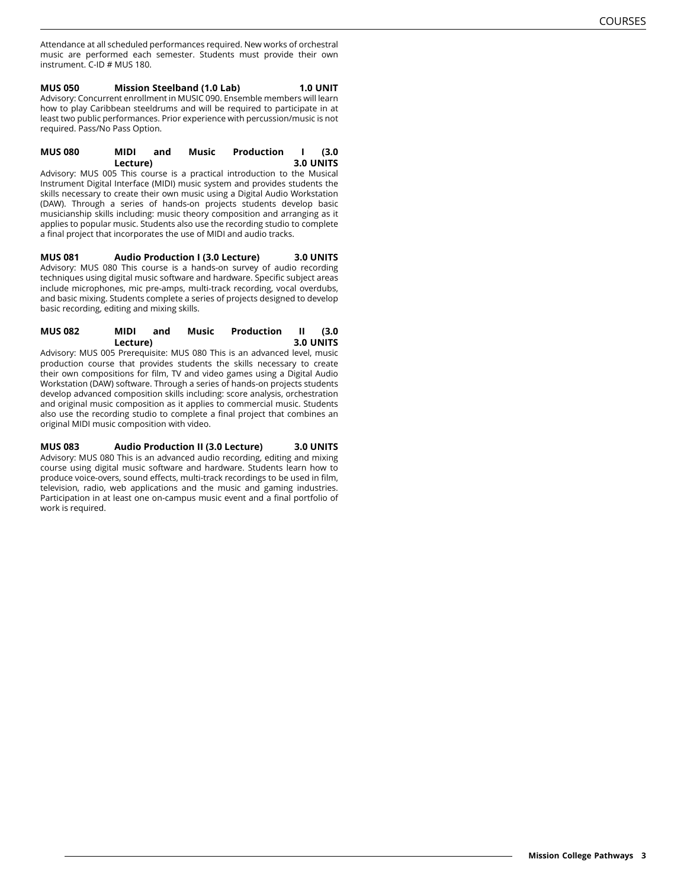Attendance at all scheduled performances required. New works of orchestral music are performed each semester. Students must provide their own instrument. C-ID # MUS 180.

**MUS 050 Mission Steelband (1.0 Lab) 1.0 UNIT**

Advisory: Concurrent enrollment in MUSIC 090. Ensemble members will learn how to play Caribbean steeldrums and will be required to participate in at least two public performances. Prior experience with percussion/music is not required. Pass/No Pass Option.

**MUS 080 MIDI and Music Production I (3.0 Lecture) 3.0 UNITS**

Advisory: MUS 005 This course is a practical introduction to the Musical Instrument Digital Interface (MIDI) music system and provides students the skills necessary to create their own music using a Digital Audio Workstation (DAW). Through a series of hands-on projects students develop basic musicianship skills including: music theory composition and arranging as it applies to popular music. Students also use the recording studio to complete a final project that incorporates the use of MIDI and audio tracks.

**MUS 081 Audio Production I (3.0 Lecture) 3.0 UNITS**

Advisory: MUS 080 This course is a hands-on survey of audio recording techniques using digital music software and hardware. Specific subject areas include microphones, mic pre-amps, multi-track recording, vocal overdubs, and basic mixing. Students complete a series of projects designed to develop basic recording, editing and mixing skills.

**MUS 082 MIDI and Music Production II (3.0 Lecture) 3.0 UNITS**

Advisory: MUS 005 Prerequisite: MUS 080 This is an advanced level, music production course that provides students the skills necessary to create their own compositions for film, TV and video games using a Digital Audio Workstation (DAW) software. Through a series of hands-on projects students develop advanced composition skills including: score analysis, orchestration and original music composition as it applies to commercial music. Students also use the recording studio to complete a final project that combines an original MIDI music composition with video.

**MUS 083 Audio Production II (3.0 Lecture) 3.0 UNITS**

Advisory: MUS 080 This is an advanced audio recording, editing and mixing course using digital music software and hardware. Students learn how to produce voice-overs, sound effects, multi-track recordings to be used in film, television, radio, web applications and the music and gaming industries. Participation in at least one on-campus music event and a final portfolio of work is required.